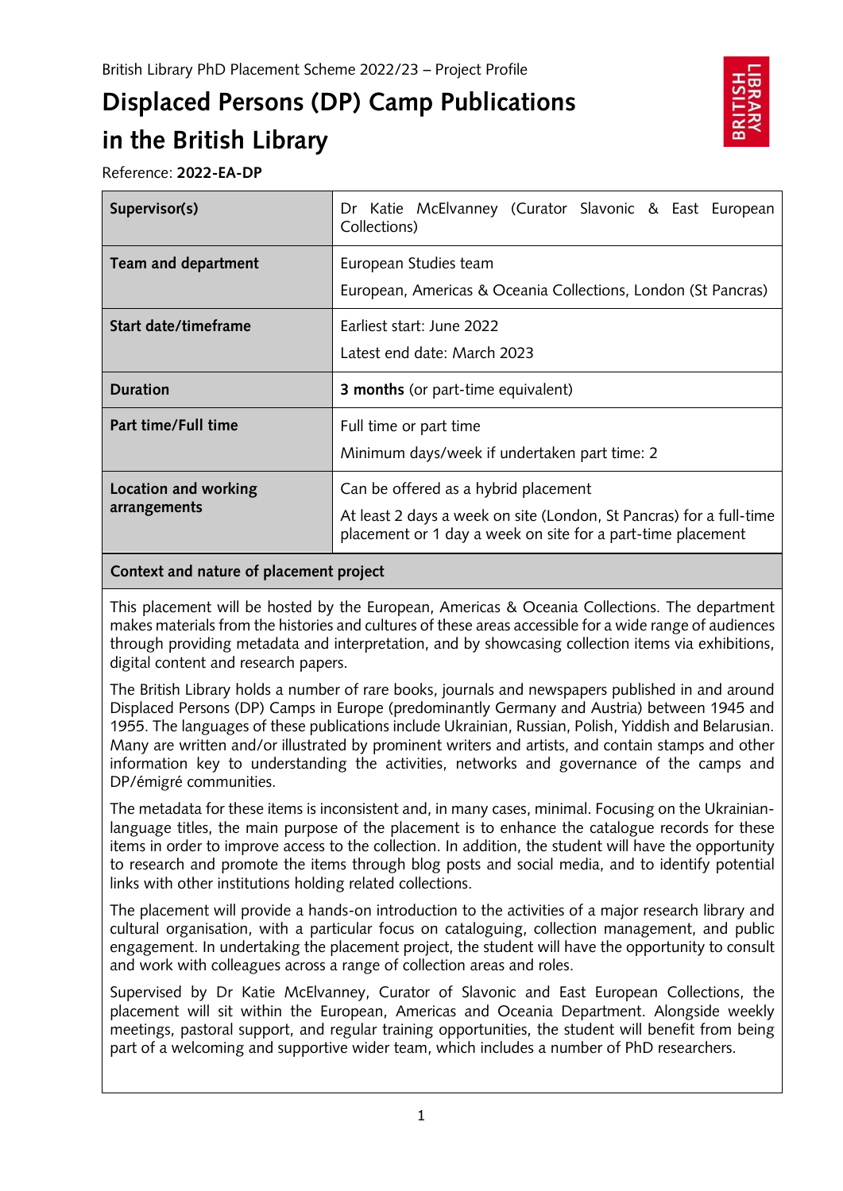British Library PhD Placement Scheme 2022/23 – Project Profile

# Displaced Persons (DP) Camp Publications in the British Library

Reference: **2022-EA-DP**

| **Supervisor(s)** | Dr Katie McElvanney (Curator Slavonic & East European Collections) |
|---|---|
| **Team and department** | European Studies team<br>European, Americas & Oceania Collections, London (St Pancras) |
| **Start date/timeframe** | Earliest start: June 2022<br>Latest end date: March 2023 |
| **Duration** | **3 months** (or part-time equivalent) |
| **Part time/Full time** | Full time or part time<br>Minimum days/week if undertaken part time: 2 |
| **Location and working arrangements** | Can be offered as a hybrid placement<br>At least 2 days a week on site (London, St Pancras) for a full-time placement or 1 day a week on site for a part-time placement |

## Context and nature of placement project

This placement will be hosted by the European, Americas & Oceania Collections. The department makes materials from the histories and cultures of these areas accessible for a wide range of audiences through providing metadata and interpretation, and by showcasing collection items via exhibitions, digital content and research papers.

The British Library holds a number of rare books, journals and newspapers published in and around Displaced Persons (DP) Camps in Europe (predominantly Germany and Austria) between 1945 and 1955. The languages of these publications include Ukrainian, Russian, Polish, Yiddish and Belarusian. Many are written and/or illustrated by prominent writers and artists, and contain stamps and other information key to understanding the activities, networks and governance of the camps and DP/émigré communities.

The metadata for these items is inconsistent and, in many cases, minimal. Focusing on the Ukrainian-language titles, the main purpose of the placement is to enhance the catalogue records for these items in order to improve access to the collection. In addition, the student will have the opportunity to research and promote the items through blog posts and social media, and to identify potential links with other institutions holding related collections.

The placement will provide a hands-on introduction to the activities of a major research library and cultural organisation, with a particular focus on cataloguing, collection management, and public engagement. In undertaking the placement project, the student will have the opportunity to consult and work with colleagues across a range of collection areas and roles.

Supervised by Dr Katie McElvanney, Curator of Slavonic and East European Collections, the placement will sit within the European, Americas and Oceania Department. Alongside weekly meetings, pastoral support, and regular training opportunities, the student will benefit from being part of a welcoming and supportive wider team, which includes a number of PhD researchers.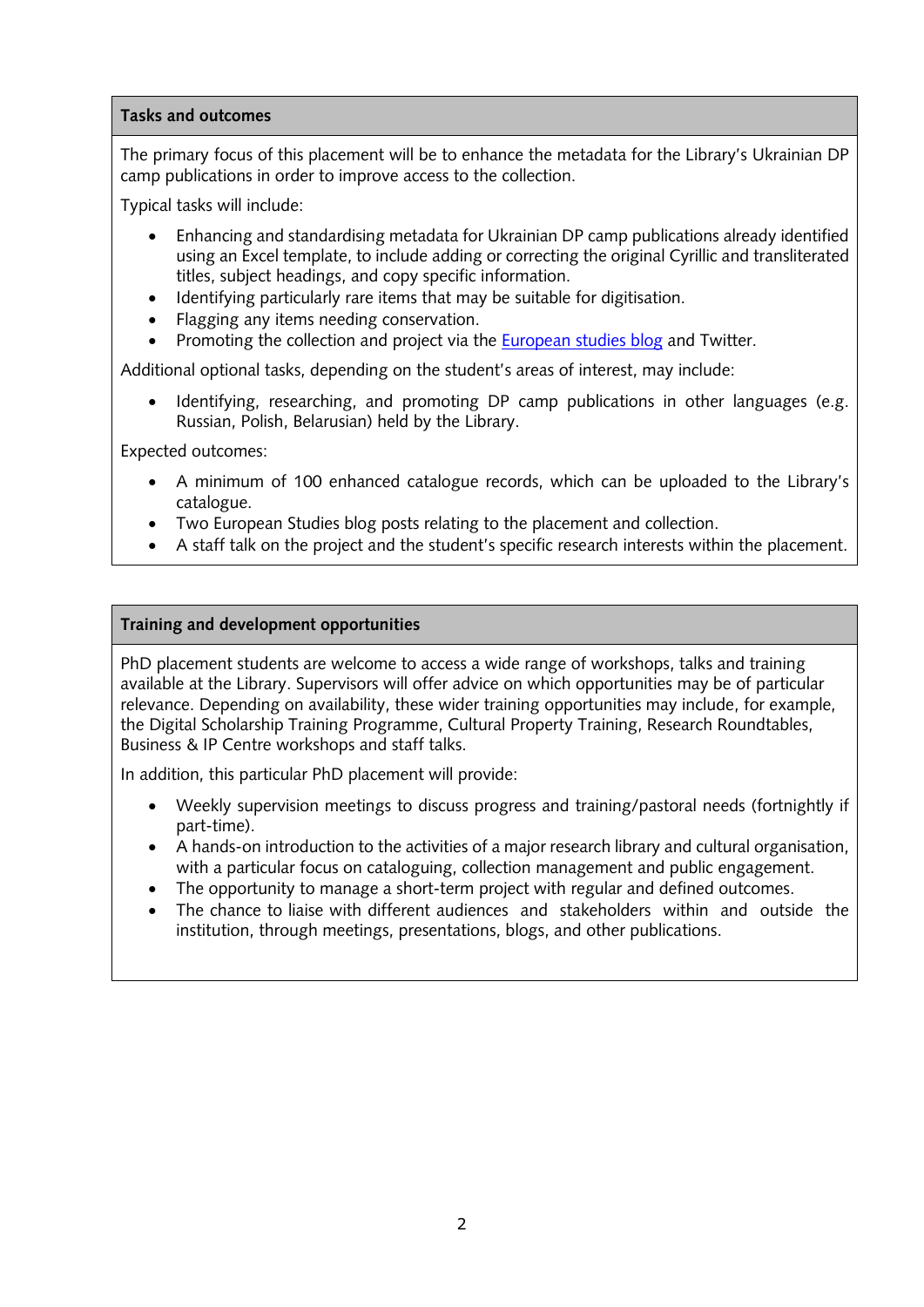## Tasks and outcomes

The primary focus of this placement will be to enhance the metadata for the Library's Ukrainian DP camp publications in order to improve access to the collection.

Typical tasks will include:

- Enhancing and standardising metadata for Ukrainian DP camp publications already identified using an Excel template, to include adding or correcting the original Cyrillic and transliterated titles, subject headings, and copy specific information.
- Identifying particularly rare items that may be suitable for digitisation.
- Flagging any items needing conservation.
- Promoting the collection and project via the [European studies blog](#) and Twitter.

Additional optional tasks, depending on the student's areas of interest, may include:

- Identifying, researching, and promoting DP camp publications in other languages (e.g. Russian, Polish, Belarusian) held by the Library.

Expected outcomes:

- A minimum of 100 enhanced catalogue records, which can be uploaded to the Library's catalogue.
- Two European Studies blog posts relating to the placement and collection.
- A staff talk on the project and the student's specific research interests within the placement.

## Training and development opportunities

PhD placement students are welcome to access a wide range of workshops, talks and training available at the Library. Supervisors will offer advice on which opportunities may be of particular relevance. Depending on availability, these wider training opportunities may include, for example, the Digital Scholarship Training Programme, Cultural Property Training, Research Roundtables, Business & IP Centre workshops and staff talks.

In addition, this particular PhD placement will provide:

- Weekly supervision meetings to discuss progress and training/pastoral needs (fortnightly if part-time).
- A hands-on introduction to the activities of a major research library and cultural organisation, with a particular focus on cataloguing, collection management and public engagement.
- The opportunity to manage a short-term project with regular and defined outcomes.
- The chance to liaise with different audiences and stakeholders within and outside the institution, through meetings, presentations, blogs, and other publications.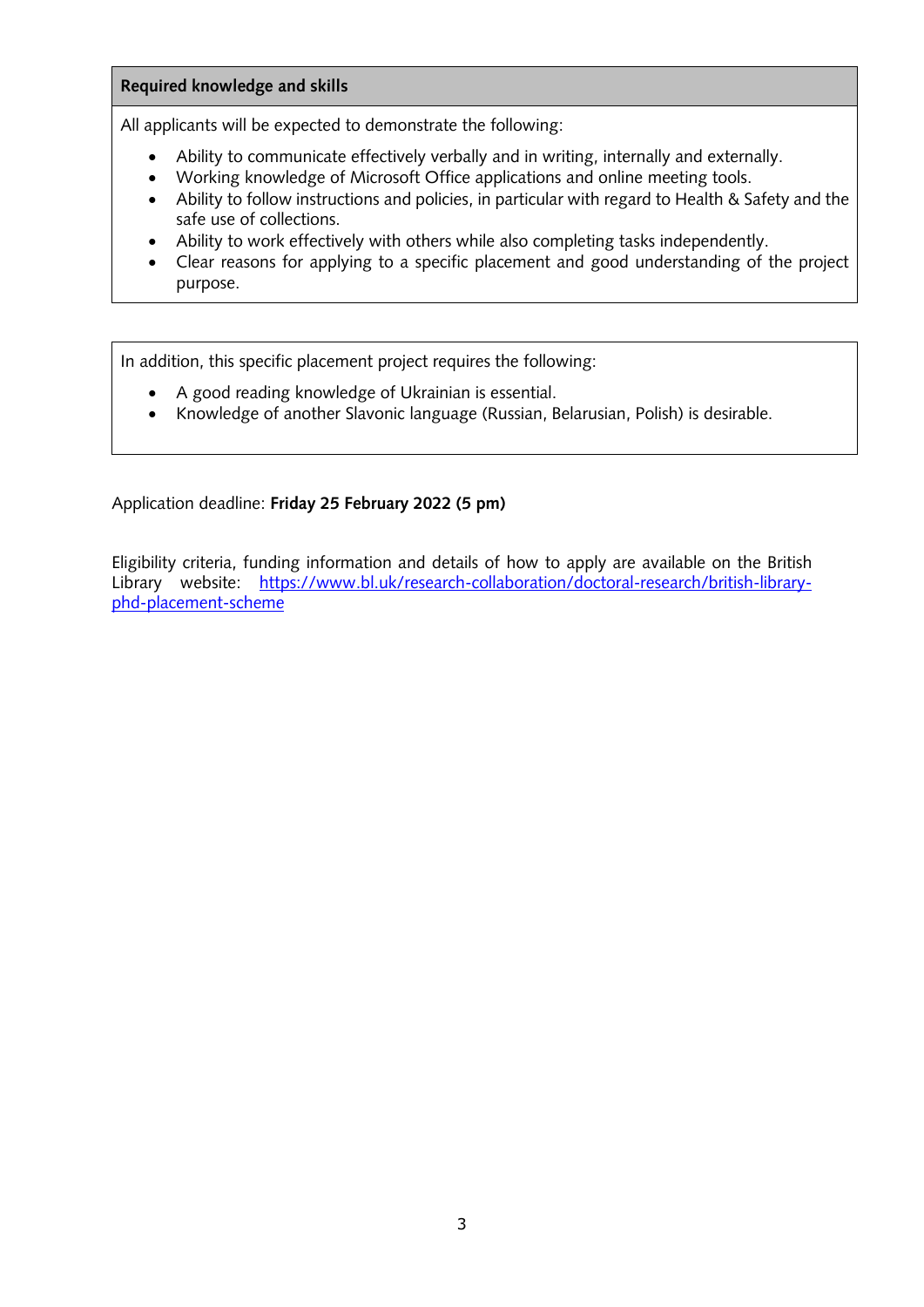**Required knowledge and skills**

All applicants will be expected to demonstrate the following:

- Ability to communicate effectively verbally and in writing, internally and externally.
- Working knowledge of Microsoft Office applications and online meeting tools.
- Ability to follow instructions and policies, in particular with regard to Health & Safety and the safe use of collections.
- Ability to work effectively with others while also completing tasks independently.
- Clear reasons for applying to a specific placement and good understanding of the project purpose.

In addition, this specific placement project requires the following:

- A good reading knowledge of Ukrainian is essential.
- Knowledge of another Slavonic language (Russian, Belarusian, Polish) is desirable.

Application deadline: **Friday 25 February 2022 (5 pm)**

Eligibility criteria, funding information and details of how to apply are available on the British Library website: [https://www.bl.uk/research-collaboration/doctoral-research/british-library-phd-placement-scheme](https://www.bl.uk/research-collaboration/doctoral-research/british-library-phd-placement-scheme)